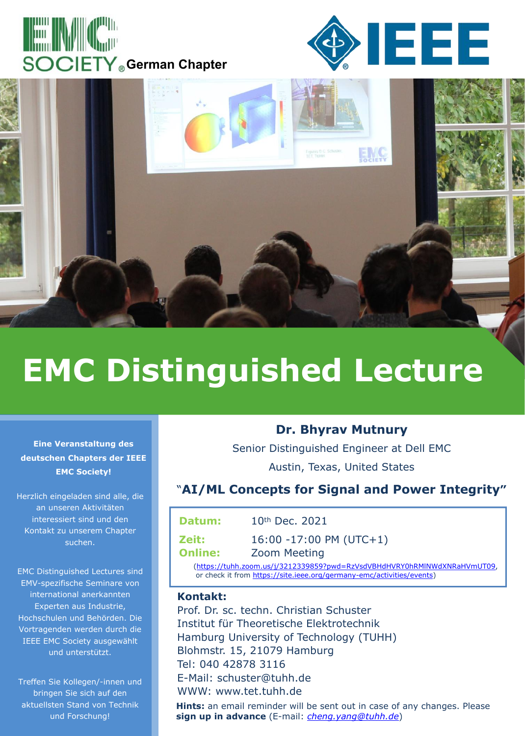EMC SOCIETY German Chapter

IEEE

# EMC Distinguished Lecture

**Eine Veranstaltung des deutschen Chapters der IEEE EMC Society!**

Herzlich eingeladen sind alle, die an unseren Aktivitäten interessiert sind und den Kontakt zu unserem Chapter suchen.

EMC Distinguished Lectures sind EMV-spezifische Seminare von international anerkannten Experten aus Industrie, Hochschulen und Behörden. Die Vortragenden werden durch die IEEE EMC Society ausgewählt und unterstützt.

Treffen Sie Kollegen/-innen und bringen Sie sich auf den aktuellsten Stand von Technik und Forschung!

## Dr. Bhyrav Mutnury

Senior Distinguished Engineer at Dell EMC

Austin, Texas, United States

### "AI/ML Concepts for Signal and Power Integrity"

**Datum:** 10th Dec. 2021

**Zeit:** 16:00 -17:00 PM (UTC+1)

**Online:** Zoom Meeting

(https://tuhh.zoom.us/j/3212339859?pwd=RzVsdVBHdHVRY0hRMlNWdXNRaHVmUT09, or check it from https://site.ieee.org/germany-emc/activities/events)

**Kontakt:**

Prof. Dr. sc. techn. Christian Schuster
Institut für Theoretische Elektrotechnik
Hamburg University of Technology (TUHH)
Blohmstr. 15, 21079 Hamburg
Tel: 040 42878 3116
E-Mail: schuster@tuhh.de
WWW: www.tet.tuhh.de

**Hints:** an email reminder will be sent out in case of any changes. Please **sign up in advance** (E-mail: *cheng.yang@tuhh.de*)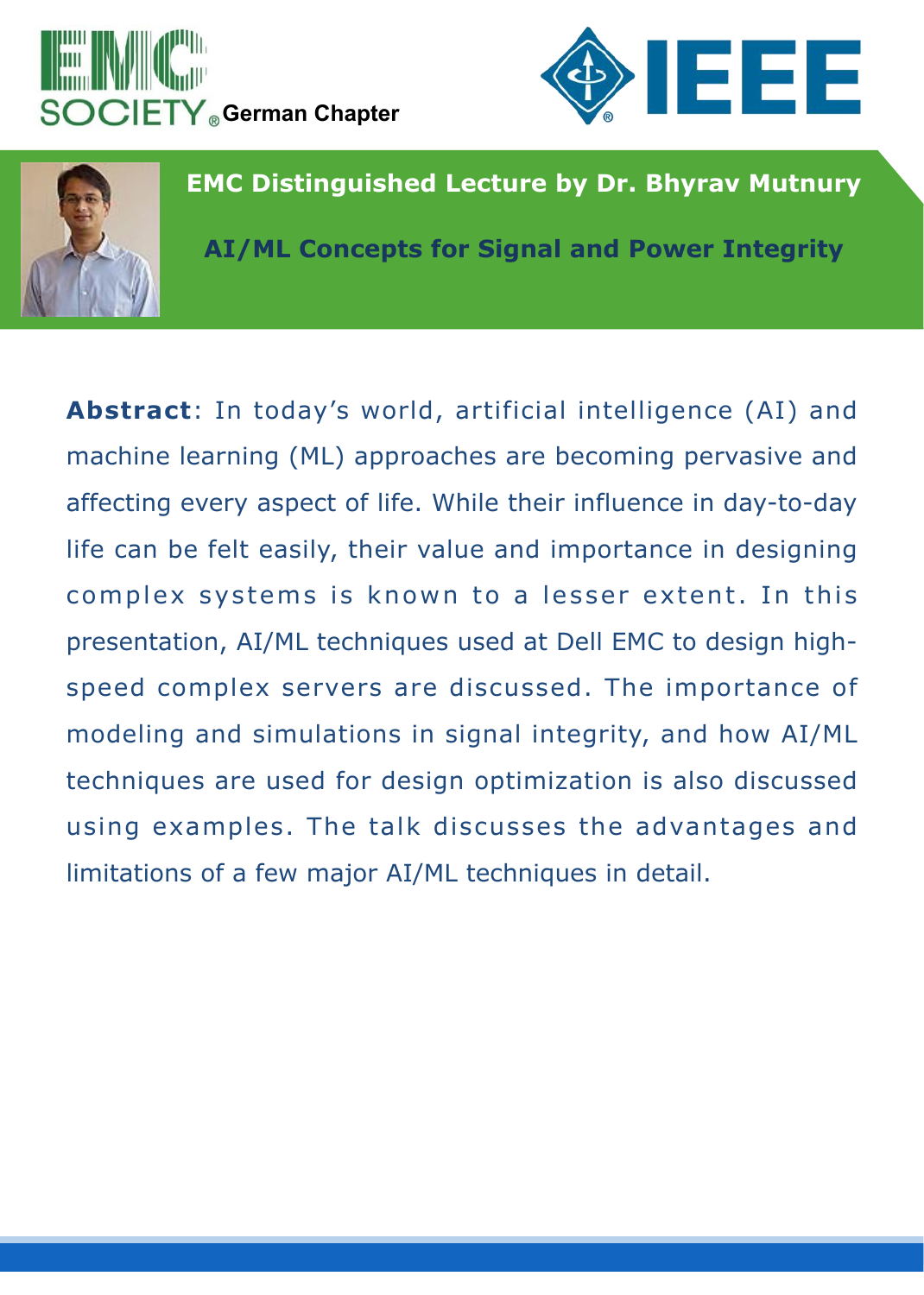EMC SOCIETY German Chapter

IEEE

## EMC Distinguished Lecture by Dr. Bhyrav Mutnury

## AI/ML Concepts for Signal and Power Integrity

**Abstract**: In today's world, artificial intelligence (AI) and machine learning (ML) approaches are becoming pervasive and affecting every aspect of life. While their influence in day-to-day life can be felt easily, their value and importance in designing complex systems is known to a lesser extent. In this presentation, AI/ML techniques used at Dell EMC to design high-speed complex servers are discussed. The importance of modeling and simulations in signal integrity, and how AI/ML techniques are used for design optimization is also discussed using examples. The talk discusses the advantages and limitations of a few major AI/ML techniques in detail.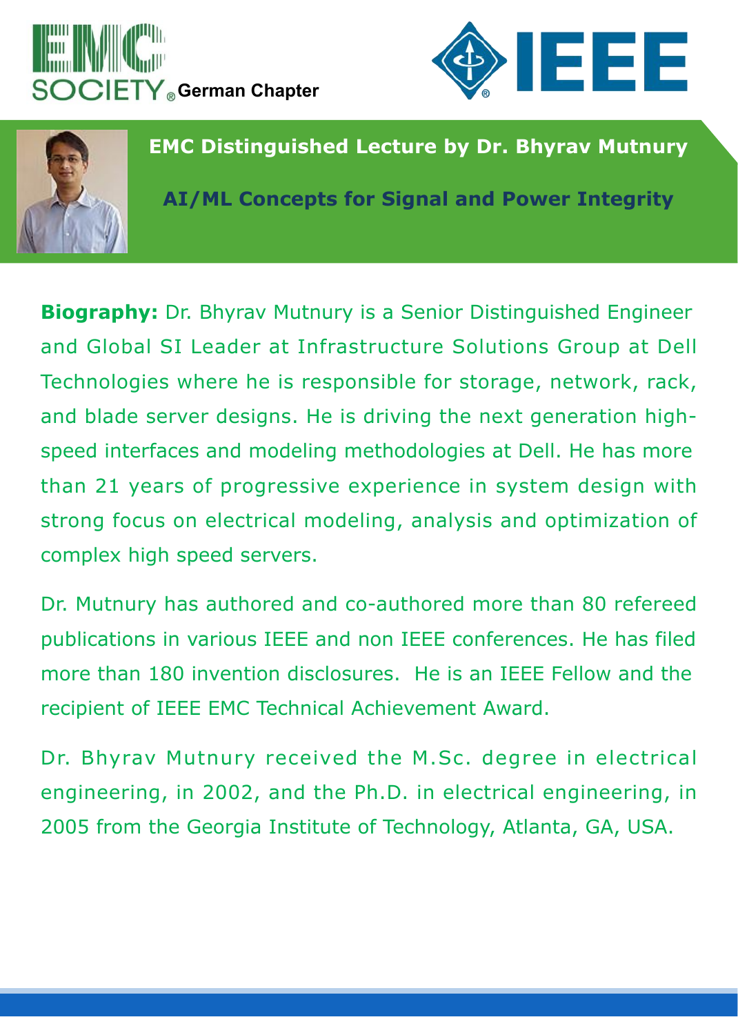EMC SOCIETY German Chapter

IEEE

# EMC Distinguished Lecture by Dr. Bhyrav Mutnury

## AI/ML Concepts for Signal and Power Integrity

**Biography:** Dr. Bhyrav Mutnury is a Senior Distinguished Engineer and Global SI Leader at Infrastructure Solutions Group at Dell Technologies where he is responsible for storage, network, rack, and blade server designs. He is driving the next generation high-speed interfaces and modeling methodologies at Dell. He has more than 21 years of progressive experience in system design with strong focus on electrical modeling, analysis and optimization of complex high speed servers.

Dr. Mutnury has authored and co-authored more than 80 refereed publications in various IEEE and non IEEE conferences. He has filed more than 180 invention disclosures. He is an IEEE Fellow and the recipient of IEEE EMC Technical Achievement Award.

Dr. Bhyrav Mutnury received the M.Sc. degree in electrical engineering, in 2002, and the Ph.D. in electrical engineering, in 2005 from the Georgia Institute of Technology, Atlanta, GA, USA.